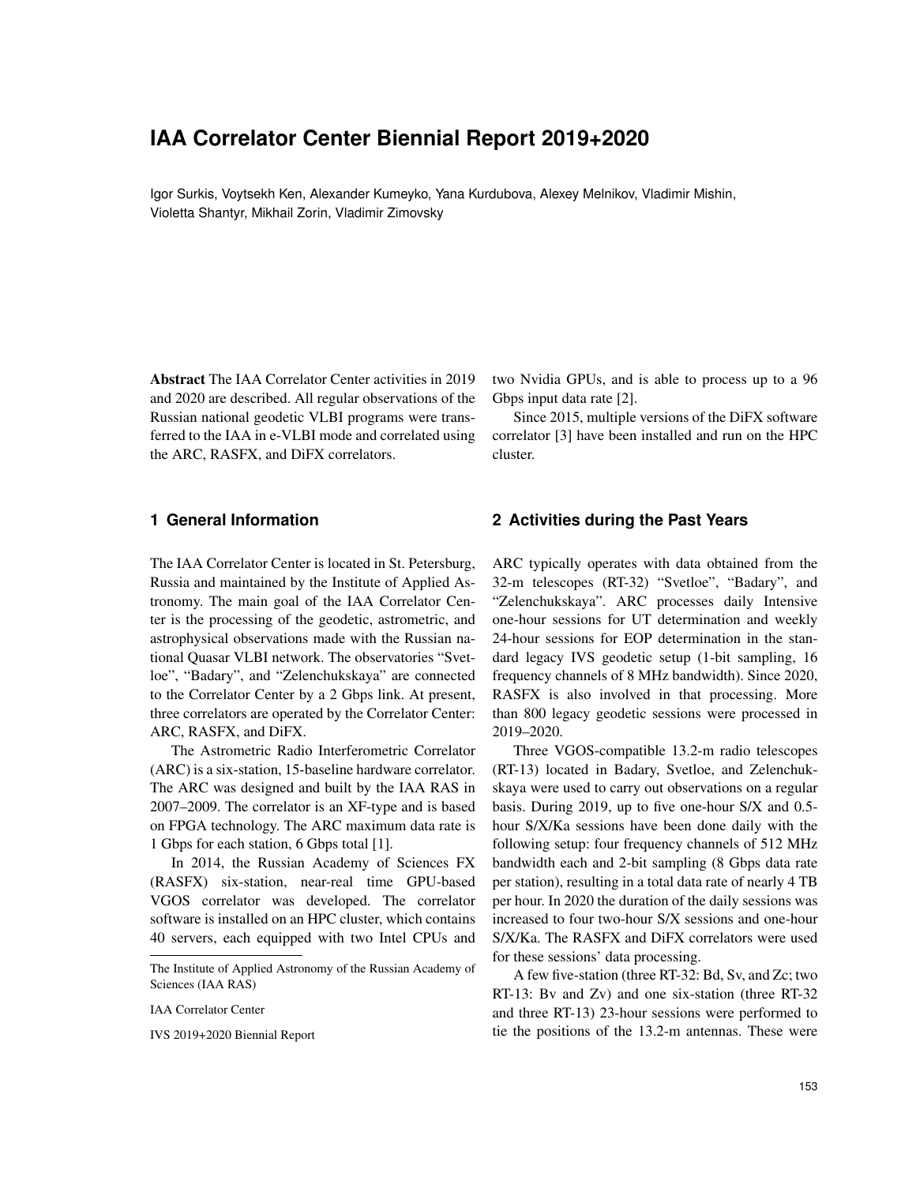# IAA Correlator Center Biennial Report 2019+2020

Igor Surkis, Voytsekh Ken, Alexander Kumeyko, Yana Kurdubova, Alexey Melnikov, Vladimir Mishin, Violetta Shantyr, Mikhail Zorin, Vladimir Zimovsky

**Abstract** The IAA Correlator Center activities in 2019 and 2020 are described. All regular observations of the Russian national geodetic VLBI programs were transferred to the IAA in e-VLBI mode and correlated using the ARC, RASFX, and DiFX correlators.

## 1 General Information

The IAA Correlator Center is located in St. Petersburg, Russia and maintained by the Institute of Applied Astronomy. The main goal of the IAA Correlator Center is the processing of the geodetic, astrometric, and astrophysical observations made with the Russian national Quasar VLBI network. The observatories "Svetloe", "Badary", and "Zelenchukskaya" are connected to the Correlator Center by a 2 Gbps link. At present, three correlators are operated by the Correlator Center: ARC, RASFX, and DiFX.

The Astrometric Radio Interferometric Correlator (ARC) is a six-station, 15-baseline hardware correlator. The ARC was designed and built by the IAA RAS in 2007–2009. The correlator is an XF-type and is based on FPGA technology. The ARC maximum data rate is 1 Gbps for each station, 6 Gbps total [1].

In 2014, the Russian Academy of Sciences FX (RASFX) six-station, near-real time GPU-based VGOS correlator was developed. The correlator software is installed on an HPC cluster, which contains 40 servers, each equipped with two Intel CPUs and two Nvidia GPUs, and is able to process up to a 96 Gbps input data rate [2].

Since 2015, multiple versions of the DiFX software correlator [3] have been installed and run on the HPC cluster.

The Institute of Applied Astronomy of the Russian Academy of Sciences (IAA RAS)

IAA Correlator Center

IVS 2019+2020 Biennial Report

## 2 Activities during the Past Years

ARC typically operates with data obtained from the 32-m telescopes (RT-32) "Svetloe", "Badary", and "Zelenchukskaya". ARC processes daily Intensive one-hour sessions for UT determination and weekly 24-hour sessions for EOP determination in the standard legacy IVS geodetic setup (1-bit sampling, 16 frequency channels of 8 MHz bandwidth). Since 2020, RASFX is also involved in that processing. More than 800 legacy geodetic sessions were processed in 2019–2020.

Three VGOS-compatible 13.2-m radio telescopes (RT-13) located in Badary, Svetloe, and Zelenchukskaya were used to carry out observations on a regular basis. During 2019, up to five one-hour S/X and 0.5-hour S/X/Ka sessions have been done daily with the following setup: four frequency channels of 512 MHz bandwidth each and 2-bit sampling (8 Gbps data rate per station), resulting in a total data rate of nearly 4 TB per hour. In 2020 the duration of the daily sessions was increased to four two-hour S/X sessions and one-hour S/X/Ka. The RASFX and DiFX correlators were used for these sessions' data processing.

A few five-station (three RT-32: Bd, Sv, and Zc; two RT-13: Bv and Zv) and one six-station (three RT-32 and three RT-13) 23-hour sessions were performed to tie the positions of the 13.2-m antennas. These were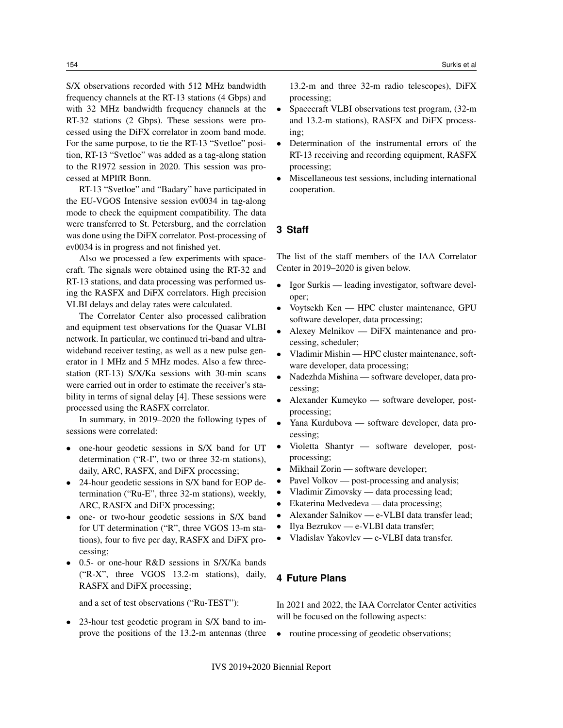S/X observations recorded with 512 MHz bandwidth frequency channels at the RT-13 stations (4 Gbps) and with 32 MHz bandwidth frequency channels at the RT-32 stations (2 Gbps). These sessions were processed using the DiFX correlator in zoom band mode. For the same purpose, to tie the RT-13 "Svetloe" position, RT-13 "Svetloe" was added as a tag-along station to the R1972 session in 2020. This session was processed at MPIfR Bonn.

RT-13 "Svetloe" and "Badary" have participated in the EU-VGOS Intensive session ev0034 in tag-along mode to check the equipment compatibility. The data were transferred to St. Petersburg, and the correlation was done using the DiFX correlator. Post-processing of ev0034 is in progress and not finished yet.

Also we processed a few experiments with spacecraft. The signals were obtained using the RT-32 and RT-13 stations, and data processing was performed using the RASFX and DiFX correlators. High precision VLBI delays and delay rates were calculated.

The Correlator Center also processed calibration and equipment test observations for the Quasar VLBI network. In particular, we continued tri-band and ultra-wideband receiver testing, as well as a new pulse generator in 1 MHz and 5 MHz modes. Also a few three-station (RT-13) S/X/Ka sessions with 30-min scans were carried out in order to estimate the receiver's stability in terms of signal delay [4]. These sessions were processed using the RASFX correlator.

In summary, in 2019–2020 the following types of sessions were correlated:

- one-hour geodetic sessions in S/X band for UT determination ("R-I", two or three 32-m stations), daily, ARC, RASFX, and DiFX processing;
- 24-hour geodetic sessions in S/X band for EOP determination ("Ru-E", three 32-m stations), weekly, ARC, RASFX and DiFX processing;
- one- or two-hour geodetic sessions in S/X band for UT determination ("R", three VGOS 13-m stations), four to five per day, RASFX and DiFX processing;
- 0.5- or one-hour R&D sessions in S/X/Ka bands ("R-X", three VGOS 13.2-m stations), daily, RASFX and DiFX processing;

and a set of test observations ("Ru-TEST"):

- 23-hour test geodetic program in S/X band to improve the positions of the 13.2-m antennas (three 13.2-m and three 32-m radio telescopes), DiFX processing;
- Spacecraft VLBI observations test program, (32-m and 13.2-m stations), RASFX and DiFX processing;
- Determination of the instrumental errors of the RT-13 receiving and recording equipment, RASFX processing;
- Miscellaneous test sessions, including international cooperation.

## 3 Staff

The list of the staff members of the IAA Correlator Center in 2019–2020 is given below.

- Igor Surkis — leading investigator, software developer;
- Voytsekh Ken — HPC cluster maintenance, GPU software developer, data processing;
- Alexey Melnikov — DiFX maintenance and processing, scheduler;
- Vladimir Mishin — HPC cluster maintenance, software developer, data processing;
- Nadezhda Mishina — software developer, data processing;
- Alexander Kumeyko — software developer, post-processing;
- Yana Kurdubova — software developer, data processing;
- Violetta Shantyr — software developer, post-processing;
- Mikhail Zorin — software developer;
- Pavel Volkov — post-processing and analysis;
- Vladimir Zimovsky — data processing lead;
- Ekaterina Medvedeva — data processing;
- Alexander Salnikov — e-VLBI data transfer lead;
- Ilya Bezrukov — e-VLBI data transfer;
- Vladislav Yakovlev — e-VLBI data transfer.

## 4 Future Plans

In 2021 and 2022, the IAA Correlator Center activities will be focused on the following aspects:

- routine processing of geodetic observations;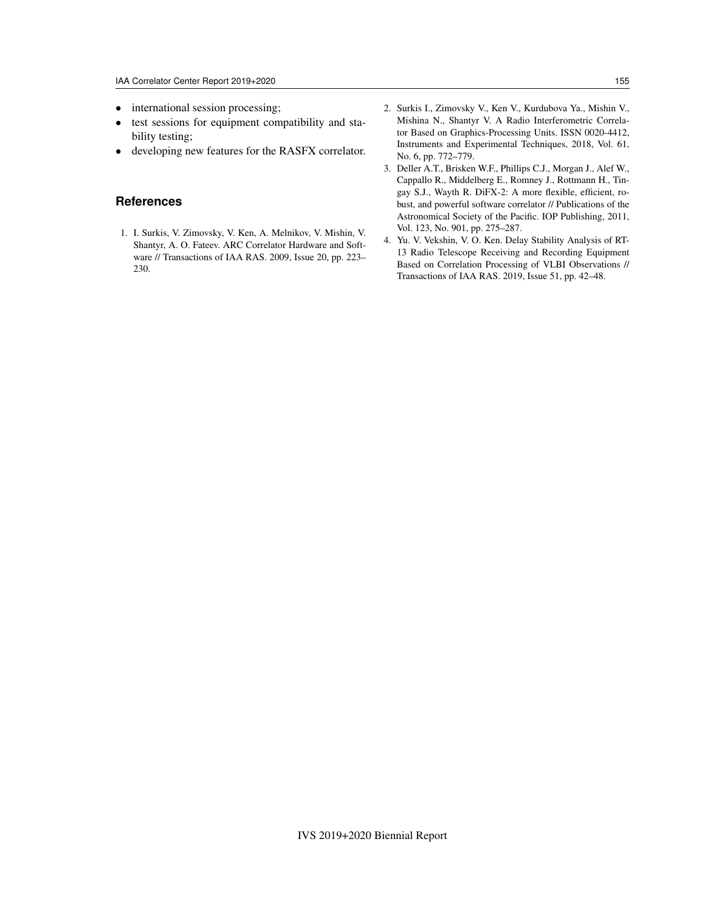- international session processing;
- test sessions for equipment compatibility and stability testing;
- developing new features for the RASFX correlator.

## References

1. I. Surkis, V. Zimovsky, V. Ken, A. Melnikov, V. Mishin, V. Shantyr, A. O. Fateev. ARC Correlator Hardware and Software // Transactions of IAA RAS. 2009, Issue 20, pp. 223–230.
2. Surkis I., Zimovsky V., Ken V., Kurdubova Ya., Mishin V., Mishina N., Shantyr V. A Radio Interferometric Correlator Based on Graphics-Processing Units. ISSN 0020-4412, Instruments and Experimental Techniques, 2018, Vol. 61, No. 6, pp. 772–779.
3. Deller A.T., Brisken W.F., Phillips C.J., Morgan J., Alef W., Cappallo R., Middelberg E., Romney J., Rottmann H., Tingay S.J., Wayth R. DiFX-2: A more flexible, efficient, robust, and powerful software correlator // Publications of the Astronomical Society of the Pacific. IOP Publishing, 2011, Vol. 123, No. 901, pp. 275–287.
4. Yu. V. Vekshin, V. O. Ken. Delay Stability Analysis of RT-13 Radio Telescope Receiving and Recording Equipment Based on Correlation Processing of VLBI Observations // Transactions of IAA RAS. 2019, Issue 51, pp. 42–48.